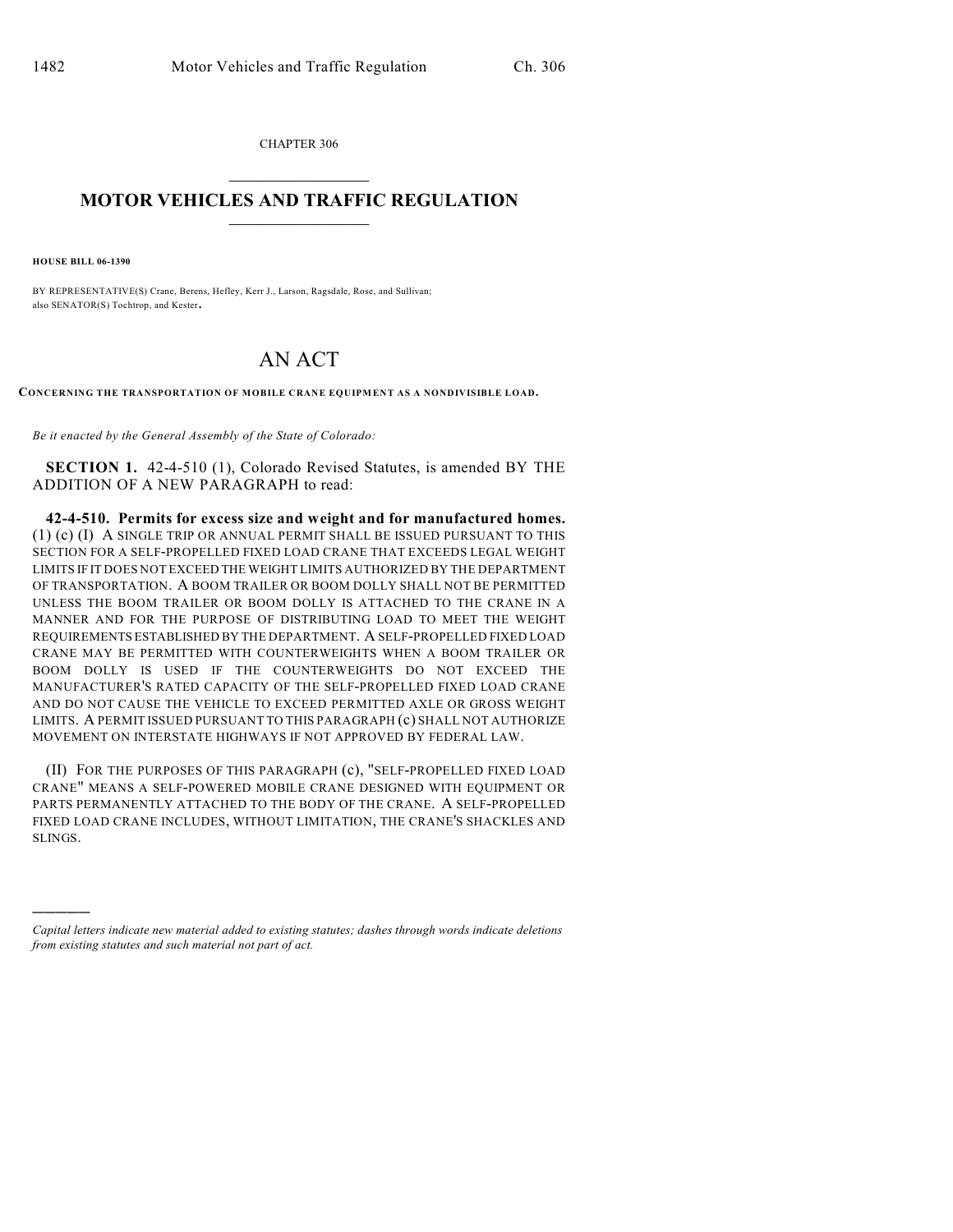CHAPTER 306

# MOTOR VEHICLES AND TRAFFIC REGULATION

**HOUSE BILL 06-1390**

BY REPRESENTATIVE(S) Crane, Berens, Hefley, Kerr J., Larson, Ragsdale, Rose, and Sullivan; also SENATOR(S) Tochtrop, and Kester.

# AN ACT

**CONCERNING THE TRANSPORTATION OF MOBILE CRANE EQUIPMENT AS A NONDIVISIBLE LOAD.**

*Be it enacted by the General Assembly of the State of Colorado:*

**SECTION 1.** 42-4-510 (1), Colorado Revised Statutes, is amended BY THE ADDITION OF A NEW PARAGRAPH to read:

**42-4-510. Permits for excess size and weight and for manufactured homes.** (1) (c) (I) A SINGLE TRIP OR ANNUAL PERMIT SHALL BE ISSUED PURSUANT TO THIS SECTION FOR A SELF-PROPELLED FIXED LOAD CRANE THAT EXCEEDS LEGAL WEIGHT LIMITS IF IT DOES NOT EXCEED THE WEIGHT LIMITS AUTHORIZED BY THE DEPARTMENT OF TRANSPORTATION. A BOOM TRAILER OR BOOM DOLLY SHALL NOT BE PERMITTED UNLESS THE BOOM TRAILER OR BOOM DOLLY IS ATTACHED TO THE CRANE IN A MANNER AND FOR THE PURPOSE OF DISTRIBUTING LOAD TO MEET THE WEIGHT REQUIREMENTS ESTABLISHED BY THE DEPARTMENT. A SELF-PROPELLED FIXED LOAD CRANE MAY BE PERMITTED WITH COUNTERWEIGHTS WHEN A BOOM TRAILER OR BOOM DOLLY IS USED IF THE COUNTERWEIGHTS DO NOT EXCEED THE MANUFACTURER'S RATED CAPACITY OF THE SELF-PROPELLED FIXED LOAD CRANE AND DO NOT CAUSE THE VEHICLE TO EXCEED PERMITTED AXLE OR GROSS WEIGHT LIMITS. A PERMIT ISSUED PURSUANT TO THIS PARAGRAPH (c) SHALL NOT AUTHORIZE MOVEMENT ON INTERSTATE HIGHWAYS IF NOT APPROVED BY FEDERAL LAW.

(II) FOR THE PURPOSES OF THIS PARAGRAPH (c), "SELF-PROPELLED FIXED LOAD CRANE" MEANS A SELF-POWERED MOBILE CRANE DESIGNED WITH EQUIPMENT OR PARTS PERMANENTLY ATTACHED TO THE BODY OF THE CRANE. A SELF-PROPELLED FIXED LOAD CRANE INCLUDES, WITHOUT LIMITATION, THE CRANE'S SHACKLES AND SLINGS.

---

*Capital letters indicate new material added to existing statutes; dashes through words indicate deletions from existing statutes and such material not part of act.*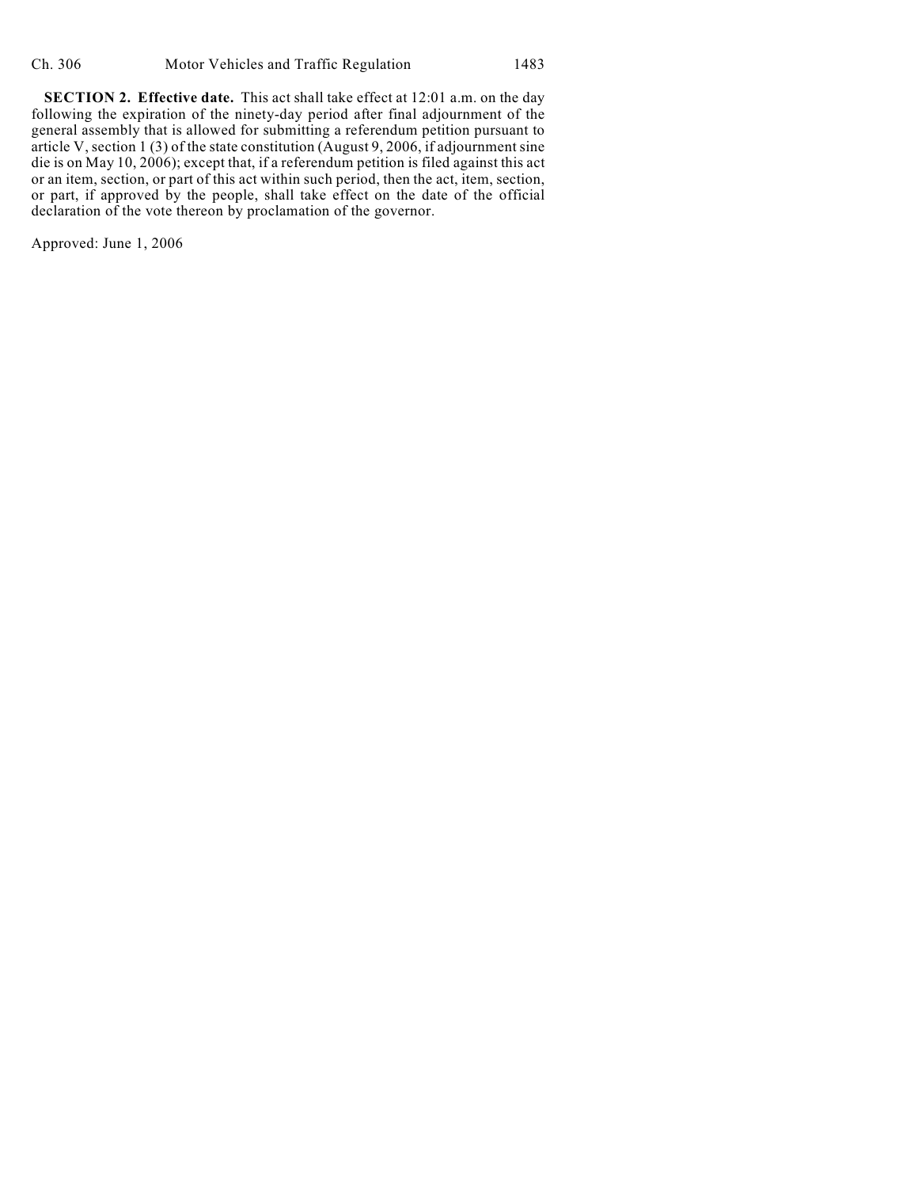**SECTION 2. Effective date.** This act shall take effect at 12:01 a.m. on the day following the expiration of the ninety-day period after final adjournment of the general assembly that is allowed for submitting a referendum petition pursuant to article V, section 1 (3) of the state constitution (August 9, 2006, if adjournment sine die is on May 10, 2006); except that, if a referendum petition is filed against this act or an item, section, or part of this act within such period, then the act, item, section, or part, if approved by the people, shall take effect on the date of the official declaration of the vote thereon by proclamation of the governor.

Approved: June 1, 2006